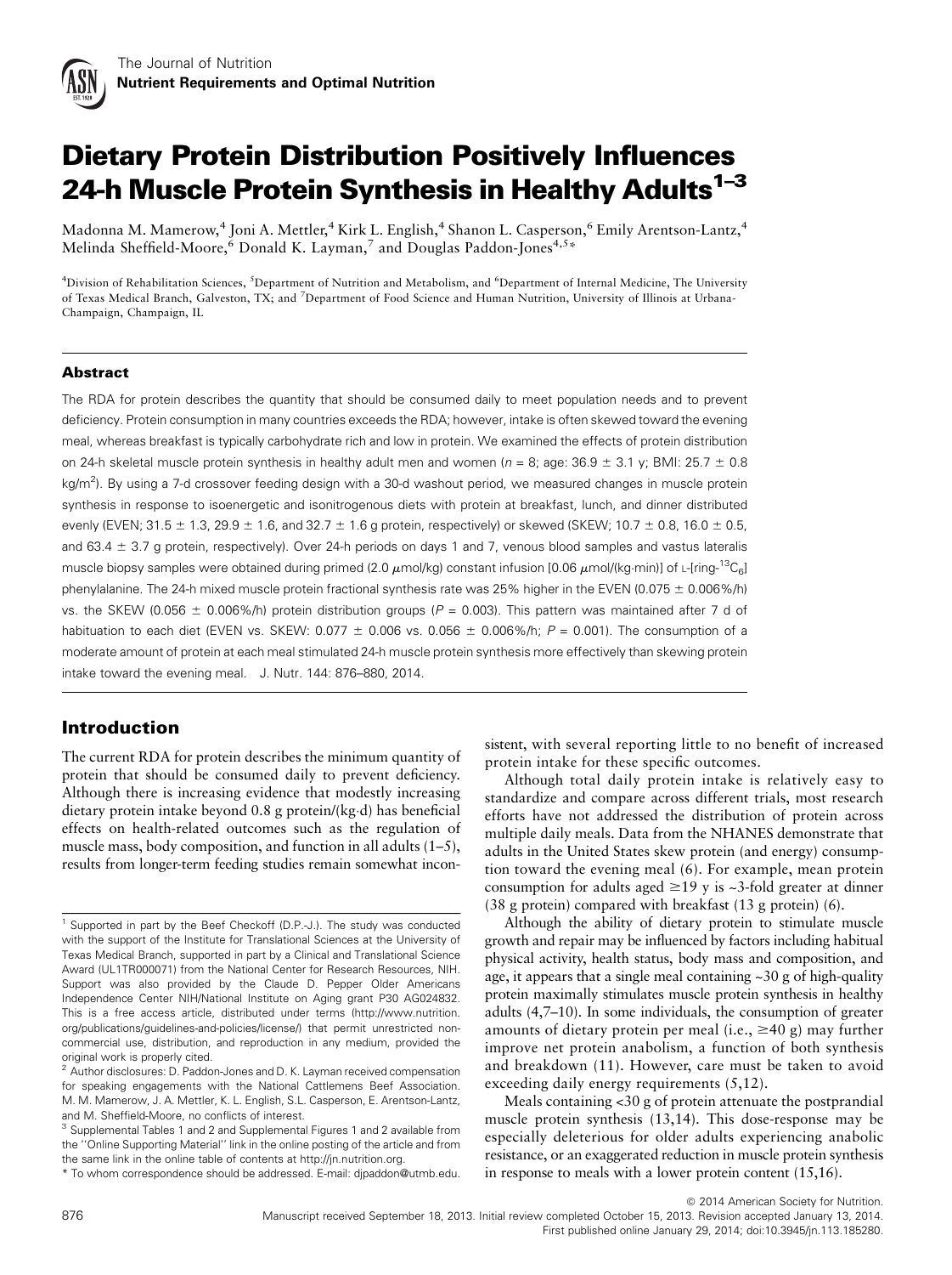# Dietary Protein Distribution Positively Influences 24-h Muscle Protein Synthesis in Healthy Adults[1–3]

Madonna M. Mamerow,[4] Joni A. Mettler,[4] Kirk L. English,[4] Shanon L. Casperson,[6] Emily Arentson-Lantz,[4] Melinda Sheffield-Moore,[6] Donald K. Layman,[7] and Douglas Paddon-Jones[4,5]*

[4]Division of Rehabilitation Sciences, [5]Department of Nutrition and Metabolism, and [6]Department of Internal Medicine, The University of Texas Medical Branch, Galveston, TX; and [7]Department of Food Science and Human Nutrition, University of Illinois at Urbana-Champaign, Champaign, IL

## Abstract

The RDA for protein describes the quantity that should be consumed daily to meet population needs and to prevent deficiency. Protein consumption in many countries exceeds the RDA; however, intake is often skewed toward the evening meal, whereas breakfast is typically carbohydrate rich and low in protein. We examined the effects of protein distribution on 24-h skeletal muscle protein synthesis in healthy adult men and women ($n = 8$; age: 36.9 ± 3.1 y; BMI: 25.7 ± 0.8 kg/m$^2$). By using a 7-d crossover feeding design with a 30-d washout period, we measured changes in muscle protein synthesis in response to isoenergetic and isonitrogenous diets with protein at breakfast, lunch, and dinner distributed evenly (EVEN; 31.5 ± 1.3, 29.9 ± 1.6, and 32.7 ± 1.6 g protein, respectively) or skewed (SKEW; 10.7 ± 0.8, 16.0 ± 0.5, and 63.4 ± 3.7 g protein, respectively). Over 24-h periods on days 1 and 7, venous blood samples and vastus lateralis muscle biopsy samples were obtained during primed (2.0 $\mu$mol/kg) constant infusion [0.06 $\mu$mol/(kg·min)] of L-[ring-$^{13}C_6$] phenylalanine. The 24-h mixed muscle protein fractional synthesis rate was 25% higher in the EVEN (0.075 ± 0.006%/h) vs. the SKEW (0.056 ± 0.006%/h) protein distribution groups ($P = 0.003$). This pattern was maintained after 7 d of habituation to each diet (EVEN vs. SKEW: 0.077 ± 0.006 vs. 0.056 ± 0.006%/h; $P = 0.001$). The consumption of a moderate amount of protein at each meal stimulated 24-h muscle protein synthesis more effectively than skewing protein intake toward the evening meal. J. Nutr. 144: 876–880, 2014.

## Introduction

The current RDA for protein describes the minimum quantity of protein that should be consumed daily to prevent deficiency. Although there is increasing evidence that modestly increasing dietary protein intake beyond 0.8 g protein/(kg·d) has beneficial effects on health-related outcomes such as the regulation of muscle mass, body composition, and function in all adults (1–5), results from longer-term feeding studies remain somewhat inconsistent, with several reporting little to no benefit of increased protein intake for these specific outcomes.

Although total daily protein intake is relatively easy to standardize and compare across different trials, most research efforts have not addressed the distribution of protein across multiple daily meals. Data from the NHANES demonstrate that adults in the United States skew protein (and energy) consumption toward the evening meal (6). For example, mean protein consumption for adults aged ≥19 y is ~3-fold greater at dinner (38 g protein) compared with breakfast (13 g protein) (6).

Although the ability of dietary protein to stimulate muscle growth and repair may be influenced by factors including habitual physical activity, health status, body mass and composition, and age, it appears that a single meal containing ~30 g of high-quality protein maximally stimulates muscle protein synthesis in healthy adults (4,7–10). In some individuals, the consumption of greater amounts of dietary protein per meal (i.e., ≥40 g) may further improve net protein anabolism, a function of both synthesis and breakdown (11). However, care must be taken to avoid exceeding daily energy requirements (5,12).

Meals containing <30 g of protein attenuate the postprandial muscle protein synthesis (13,14). This dose-response may be especially deleterious for older adults experiencing anabolic resistance, or an exaggerated reduction in muscle protein synthesis in response to meals with a lower protein content (15,16).

---

[1] Supported in part by the Beef Checkoff (D.P.-J.). The study was conducted with the support of the Institute for Translational Sciences at the University of Texas Medical Branch, supported in part by a Clinical and Translational Science Award (UL1TR000071) from the National Center for Research Resources, NIH. Support was also provided by the Claude D. Pepper Older Americans Independence Center NIH/National Institute on Aging grant P30 AG024832. This is a free access article, distributed under terms (http://www.nutrition.org/publications/guidelines-and-policies/license/) that permit unrestricted noncommercial use, distribution, and reproduction in any medium, provided the original work is properly cited.

[2] Author disclosures: D. Paddon-Jones and D. K. Layman received compensation for speaking engagements with the National Cattlemens Beef Association. M. M. Mamerow, J. A. Mettler, K. L. English, S.L. Casperson, E. Arentson-Lantz, and M. Sheffield-Moore, no conflicts of interest.

[3] Supplemental Tables 1 and 2 and Supplemental Figures 1 and 2 available from the "Online Supporting Material" link in the online posting of the article and from the same link in the online table of contents at http://jn.nutrition.org.

* To whom correspondence should be addressed. E-mail: djpaddon@utmb.edu.

© 2014 American Society for Nutrition.

Manuscript received September 18, 2013. Initial review completed October 15, 2013. Revision accepted January 13, 2014.
First published online January 29, 2014; doi:10.3945/jn.113.185280.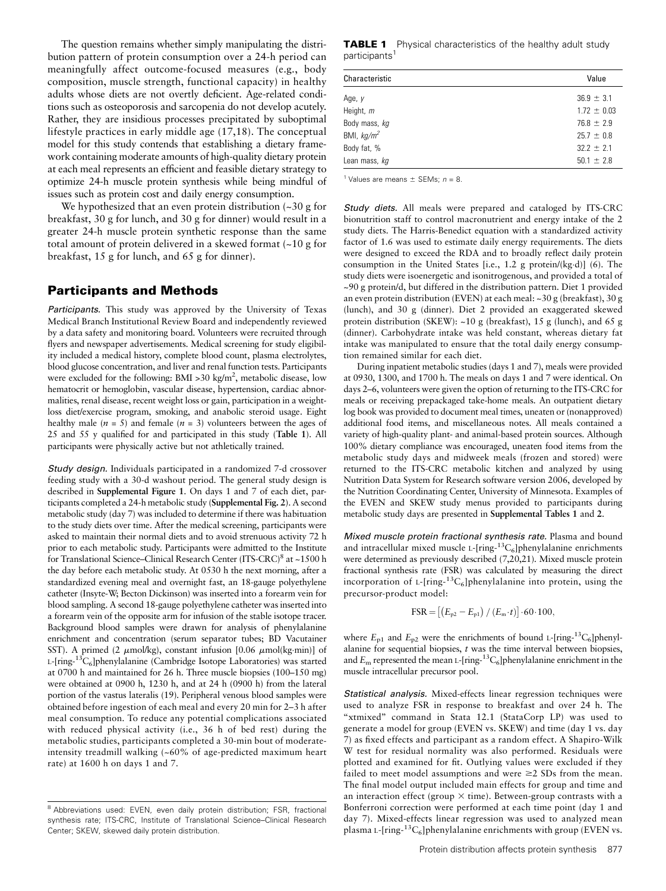The question remains whether simply manipulating the distribution pattern of protein consumption over a 24-h period can meaningfully affect outcome-focused measures (e.g., body composition, muscle strength, functional capacity) in healthy adults whose diets are not overtly deficient. Age-related conditions such as osteoporosis and sarcopenia do not develop acutely. Rather, they are insidious processes precipitated by suboptimal lifestyle practices in early middle age (17,18). The conceptual model for this study contends that establishing a dietary framework containing moderate amounts of high-quality dietary protein at each meal represents an efficient and feasible dietary strategy to optimize 24-h muscle protein synthesis while being mindful of issues such as protein cost and daily energy consumption.

We hypothesized that an even protein distribution (~30 g for breakfast, 30 g for lunch, and 30 g for dinner) would result in a greater 24-h muscle protein synthetic response than the same total amount of protein delivered in a skewed format (~10 g for breakfast, 15 g for lunch, and 65 g for dinner).

## Participants and Methods

*Participants.* This study was approved by the University of Texas Medical Branch Institutional Review Board and independently reviewed by a data safety and monitoring board. Volunteers were recruited through flyers and newspaper advertisements. Medical screening for study eligibility included a medical history, complete blood count, plasma electrolytes, blood glucose concentration, and liver and renal function tests. Participants were excluded for the following: BMI >30 kg/m$^2$, metabolic disease, low hematocrit or hemoglobin, vascular disease, hypertension, cardiac abnormalities, renal disease, recent weight loss or gain, participation in a weight-loss diet/exercise program, smoking, and anabolic steroid usage. Eight healthy male ($n$ = 5) and female ($n$ = 3) volunteers between the ages of 25 and 55 y qualified for and participated in this study (**Table 1**). All participants were physically active but not athletically trained.

*Study design.* Individuals participated in a randomized 7-d crossover feeding study with a 30-d washout period. The general study design is described in **Supplemental Figure 1**. On days 1 and 7 of each diet, participants completed a 24-h metabolic study (**Supplemental Fig. 2**). A second metabolic study (day 7) was included to determine if there was habituation to the study diets over time. After the medical screening, participants were asked to maintain their normal diets and to avoid strenuous activity 72 h prior to each metabolic study. Participants were admitted to the Institute for Translational Science–Clinical Research Center (ITS-CRC)[8] at ~1500 h the day before each metabolic study. At 0530 h the next morning, after a standardized evening meal and overnight fast, an 18-gauge polyethylene catheter (Insyte-W; Becton Dickinson) was inserted into a forearm vein for blood sampling. A second 18-gauge polyethylene catheter was inserted into a forearm vein of the opposite arm for infusion of the stable isotope tracer. Background blood samples were drawn for analysis of phenylalanine enrichment and concentration (serum separator tubes; BD Vacutainer SST). A primed (2 μmol/kg), constant infusion [0.06 μmol/(kg·min)] of L-[ring-$^{13}C_6$]phenylalanine (Cambridge Isotope Laboratories) was started at 0700 h and maintained for 26 h. Three muscle biopsies (100–150 mg) were obtained at 0900 h, 1230 h, and at 24 h (0900 h) from the lateral portion of the vastus lateralis (19). Peripheral venous blood samples were obtained before ingestion of each meal and every 20 min for 2–3 h after meal consumption. To reduce any potential complications associated with reduced physical activity (i.e., 36 h of bed rest) during the metabolic studies, participants completed a 30-min bout of moderate-intensity treadmill walking (~60% of age-predicted maximum heart rate) at 1600 h on days 1 and 7.

[8] Abbreviations used: EVEN, even daily protein distribution; FSR, fractional synthesis rate; ITS-CRC, Institute of Translational Science–Clinical Research Center; SKEW, skewed daily protein distribution.

**TABLE 1** Physical characteristics of the healthy adult study participants[1]

| Characteristic | Value |
|---|---|
| Age, *y* | 36.9 ± 3.1 |
| Height, *m* | 1.72 ± 0.03 |
| Body mass, *kg* | 76.8 ± 2.9 |
| BMI, *kg/m$^2$* | 25.7 ± 0.8 |
| Body fat, % | 32.2 ± 2.1 |
| Lean mass, *kg* | 50.1 ± 2.8 |

[1] Values are means ± SEMs; $n$ = 8.

*Study diets.* All meals were prepared and cataloged by ITS-CRC bionutrition staff to control macronutrient and energy intake of the 2 study diets. The Harris-Benedict equation with a standardized activity factor of 1.6 was used to estimate daily energy requirements. The diets were designed to exceed the RDA and to broadly reflect daily protein consumption in the United States [i.e., 1.2 g protein/(kg·d)] (6). The study diets were isoenergetic and isonitrogenous, and provided a total of ~90 g protein/d, but differed in the distribution pattern. Diet 1 provided an even protein distribution (EVEN) at each meal: ~30 g (breakfast), 30 g (lunch), and 30 g (dinner). Diet 2 provided an exaggerated skewed protein distribution (SKEW): ~10 g (breakfast), 15 g (lunch), and 65 g (dinner). Carbohydrate intake was held constant, whereas dietary fat intake was manipulated to ensure that the total daily energy consumption remained similar for each diet.

During inpatient metabolic studies (days 1 and 7), meals were provided at 0930, 1300, and 1700 h. The meals on days 1 and 7 were identical. On days 2–6, volunteers were given the option of returning to the ITS-CRC for meals or receiving prepackaged take-home meals. An outpatient dietary log book was provided to document meal times, uneaten or (nonapproved) additional food items, and miscellaneous notes. All meals contained a variety of high-quality plant- and animal-based protein sources. Although 100% dietary compliance was encouraged, uneaten food items from the metabolic study days and midweek meals (frozen and stored) were returned to the ITS-CRC metabolic kitchen and analyzed by using Nutrition Data System for Research software version 2006, developed by the Nutrition Coordinating Center, University of Minnesota. Examples of the EVEN and SKEW study menus provided to participants during metabolic study days are presented in **Supplemental Tables 1** and **2**.

*Mixed muscle protein fractional synthesis rate.* Plasma and bound and intracellular mixed muscle L-[ring-$^{13}C_6$]phenylalanine enrichments were determined as previously described (7,20,21). Mixed muscle protein fractional synthesis rate (FSR) was calculated by measuring the direct incorporation of L-[ring-$^{13}C_6$]phenylalanine into protein, using the precursor-product model:

$$\text{FSR} = \left[\left(E_{p2} - E_{p1}\right) / \left(E_m \cdot t\right)\right] \cdot 60 \cdot 100,$$

where $E_{p1}$ and $E_{p2}$ were the enrichments of bound L-[ring-$^{13}C_6$]phenylalanine for sequential biopsies, $t$ was the time interval between biopsies, and $E_m$ represented the mean L-[ring-$^{13}C_6$]phenylalanine enrichment in the muscle intracellular precursor pool.

*Statistical analysis.* Mixed-effects linear regression techniques were used to analyze FSR in response to breakfast and over 24 h. The "xtmixed" command in Stata 12.1 (StataCorp LP) was used to generate a model for group (EVEN vs. SKEW) and time (day 1 vs. day 7) as fixed effects and participant as a random effect. A Shapiro-Wilk W test for residual normality was also performed. Residuals were plotted and examined for fit. Outlying values were excluded if they failed to meet model assumptions and were ≥2 SDs from the mean. The final model output included main effects for group and time and an interaction effect (group × time). Between-group contrasts with a Bonferroni correction were performed at each time point (day 1 and day 7). Mixed-effects linear regression was used to analyzed mean plasma L-[ring-$^{13}C_6$]phenylalanine enrichments with group (EVEN vs.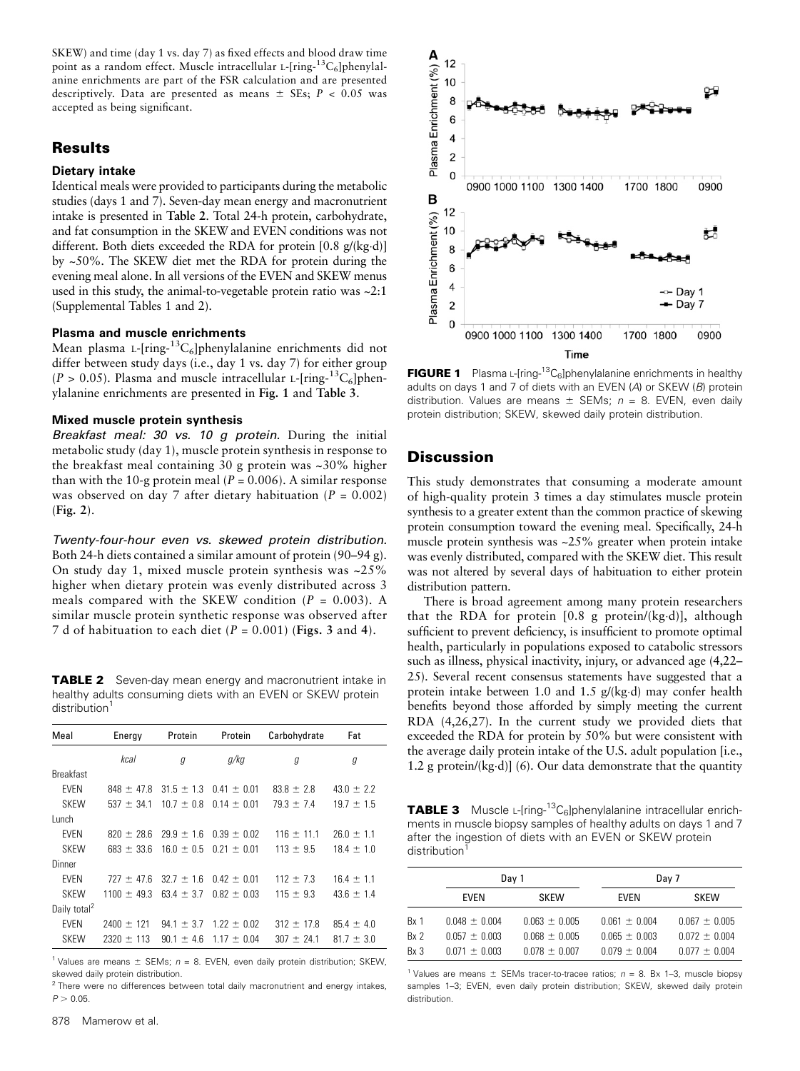SKEW) and time (day 1 vs. day 7) as fixed effects and blood draw time point as a random effect. Muscle intracellular L-[ring-$^{13}C_6$]phenylalanine enrichments are part of the FSR calculation and are presented descriptively. Data are presented as means ± SEs; $P < 0.05$ was accepted as being significant.

## Results

### Dietary intake

Identical meals were provided to participants during the metabolic studies (days 1 and 7). Seven-day mean energy and macronutrient intake is presented in **Table 2**. Total 24-h protein, carbohydrate, and fat consumption in the SKEW and EVEN conditions was not different. Both diets exceeded the RDA for protein [0.8 g/(kg·d)] by ~50%. The SKEW diet met the RDA for protein during the evening meal alone. In all versions of the EVEN and SKEW menus used in this study, the animal-to-vegetable protein ratio was ~2:1 (Supplemental Tables 1 and 2).

### Plasma and muscle enrichments

Mean plasma L-[ring-$^{13}C_6$]phenylalanine enrichments did not differ between study days (i.e., day 1 vs. day 7) for either group ($P > 0.05$). Plasma and muscle intracellular L-[ring-$^{13}C_6$]phenylalanine enrichments are presented in **Fig. 1** and **Table 3**.

### Mixed muscle protein synthesis

*Breakfast meal: 30 vs. 10 g protein.* During the initial metabolic study (day 1), muscle protein synthesis in response to the breakfast meal containing 30 g protein was ~30% higher than with the 10-g protein meal ($P = 0.006$). A similar response was observed on day 7 after dietary habituation ($P = 0.002$) (**Fig. 2**).

*Twenty-four-hour even vs. skewed protein distribution.* Both 24-h diets contained a similar amount of protein (90–94 g). On study day 1, mixed muscle protein synthesis was ~25% higher when dietary protein was evenly distributed across 3 meals compared with the SKEW condition ($P = 0.003$). A similar muscle protein synthetic response was observed after 7 d of habituation to each diet ($P = 0.001$) (**Figs. 3** and **4**).

**TABLE 2** Seven-day mean energy and macronutrient intake in healthy adults consuming diets with an EVEN or SKEW protein distribution[1]

| Meal | Energy | Protein | Protein | Carbohydrate | Fat |
|---|---|---|---|---|---|
| | *kcal* | *g* | *g/kg* | *g* | *g* |
| Breakfast | | | | | |
| EVEN | 848 ± 47.8 | 31.5 ± 1.3 | 0.41 ± 0.01 | 83.8 ± 2.8 | 43.0 ± 2.2 |
| SKEW | 537 ± 34.1 | 10.7 ± 0.8 | 0.14 ± 0.01 | 79.3 ± 7.4 | 19.7 ± 1.5 |
| Lunch | | | | | |
| EVEN | 820 ± 28.6 | 29.9 ± 1.6 | 0.39 ± 0.02 | 116 ± 11.1 | 26.0 ± 1.1 |
| SKEW | 683 ± 33.6 | 16.0 ± 0.5 | 0.21 ± 0.01 | 113 ± 9.5 | 18.4 ± 1.0 |
| Dinner | | | | | |
| EVEN | 727 ± 47.6 | 32.7 ± 1.6 | 0.42 ± 0.01 | 112 ± 7.3 | 16.4 ± 1.1 |
| SKEW | 1100 ± 49.3 | 63.4 ± 3.7 | 0.82 ± 0.03 | 115 ± 9.3 | 43.6 ± 1.4 |
| Daily total[2] | | | | | |
| EVEN | 2400 ± 121 | 94.1 ± 3.7 | 1.22 ± 0.02 | 312 ± 17.8 | 85.4 ± 4.0 |
| SKEW | 2320 ± 113 | 90.1 ± 4.6 | 1.17 ± 0.04 | 307 ± 24.1 | 81.7 ± 3.0 |

[1] Values are means ± SEMs; $n = 8$. EVEN, even daily protein distribution; SKEW, skewed daily protein distribution.
[2] There were no differences between total daily macronutrient and energy intakes, $P > 0.05$.

**FIGURE 1** Plasma L-[ring-$^{13}C_6$]phenylalanine enrichments in healthy adults on days 1 and 7 of diets with an EVEN (*A*) or SKEW (*B*) protein distribution. Values are means ± SEMs; $n = 8$. EVEN, even daily protein distribution; SKEW, skewed daily protein distribution.

## Discussion

This study demonstrates that consuming a moderate amount of high-quality protein 3 times a day stimulates muscle protein synthesis to a greater extent than the common practice of skewing protein consumption toward the evening meal. Specifically, 24-h muscle protein synthesis was ~25% greater when protein intake was evenly distributed, compared with the SKEW diet. This result was not altered by several days of habituation to either protein distribution pattern.

There is broad agreement among many protein researchers that the RDA for protein [0.8 g protein/(kg·d)], although sufficient to prevent deficiency, is insufficient to promote optimal health, particularly in populations exposed to catabolic stressors such as illness, physical inactivity, injury, or advanced age (4,22–25). Several recent consensus statements have suggested that a protein intake between 1.0 and 1.5 g/(kg·d) may confer health benefits beyond those afforded by simply meeting the current RDA (4,26,27). In the current study we provided diets that exceeded the RDA for protein by 50% but were consistent with the average daily protein intake of the U.S. adult population [i.e., 1.2 g protein/(kg·d)] (6). Our data demonstrate that the quantity

**TABLE 3** Muscle L-[ring-$^{13}C_6$]phenylalanine intracellular enrichments in muscle biopsy samples of healthy adults on days 1 and 7 after the ingestion of diets with an EVEN or SKEW protein distribution[1]

| | Day 1 | | Day 7 | |
|---|---|---|---|---|
| | EVEN | SKEW | EVEN | SKEW |
| Bx 1 | 0.048 ± 0.004 | 0.063 ± 0.005 | 0.061 ± 0.004 | 0.067 ± 0.005 |
| Bx 2 | 0.057 ± 0.003 | 0.068 ± 0.005 | 0.065 ± 0.003 | 0.072 ± 0.004 |
| Bx 3 | 0.071 ± 0.003 | 0.078 ± 0.007 | 0.079 ± 0.004 | 0.077 ± 0.004 |

[1] Values are means ± SEMs tracer-to-tracee ratios; $n = 8$. Bx 1–3, muscle biopsy samples 1–3; EVEN, even daily protein distribution; SKEW, skewed daily protein distribution.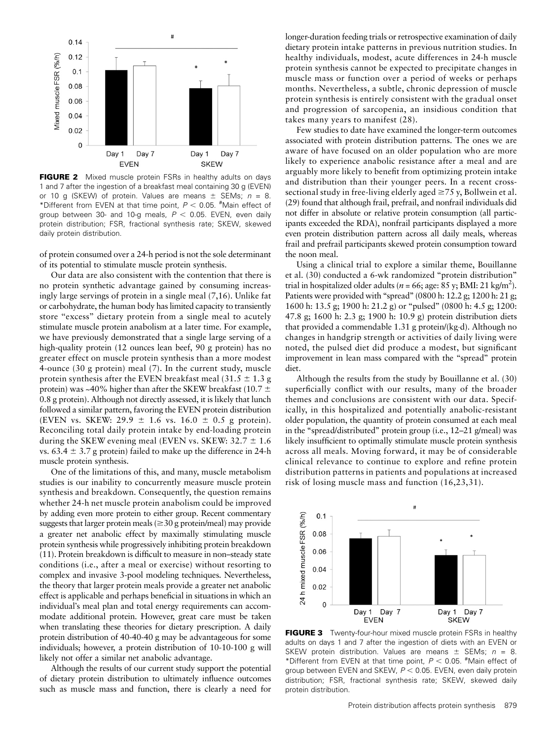**FIGURE 2** Mixed muscle protein FSRs in healthy adults on days 1 and 7 after the ingestion of a breakfast meal containing 30 g (EVEN) or 10 g (SKEW) of protein. Values are means ± SEMs; $n = 8$. *Different from EVEN at that time point, $P < 0.05$. #Main effect of group between 30- and 10-g meals, $P < 0.05$. EVEN, even daily protein distribution; FSR, fractional synthesis rate; SKEW, skewed daily protein distribution.

of protein consumed over a 24-h period is not the sole determinant of its potential to stimulate muscle protein synthesis.

Our data are also consistent with the contention that there is no protein synthetic advantage gained by consuming increasingly large servings of protein in a single meal (7,16). Unlike fat or carbohydrate, the human body has limited capacity to transiently store "excess" dietary protein from a single meal to acutely stimulate muscle protein anabolism at a later time. For example, we have previously demonstrated that a single large serving of a high-quality protein (12 ounces lean beef, 90 g protein) has no greater effect on muscle protein synthesis than a more modest 4-ounce (30 g protein) meal (7). In the current study, muscle protein synthesis after the EVEN breakfast meal (31.5 ± 1.3 g protein) was ~40% higher than after the SKEW breakfast (10.7 ± 0.8 g protein). Although not directly assessed, it is likely that lunch followed a similar pattern, favoring the EVEN protein distribution (EVEN vs. SKEW: 29.9 ± 1.6 vs. 16.0 ± 0.5 g protein). Reconciling total daily protein intake by end-loading protein during the SKEW evening meal (EVEN vs. SKEW: 32.7 ± 1.6 vs. 63.4 ± 3.7 g protein) failed to make up the difference in 24-h muscle protein synthesis.

One of the limitations of this, and many, muscle metabolism studies is our inability to concurrently measure muscle protein synthesis and breakdown. Consequently, the question remains whether 24-h net muscle protein anabolism could be improved by adding even more protein to either group. Recent commentary suggests that larger protein meals (≥30 g protein/meal) may provide a greater net anabolic effect by maximally stimulating muscle protein synthesis while progressively inhibiting protein breakdown (11). Protein breakdown is difficult to measure in non–steady state conditions (i.e., after a meal or exercise) without resorting to complex and invasive 3-pool modeling techniques. Nevertheless, the theory that larger protein meals provide a greater net anabolic effect is applicable and perhaps beneficial in situations in which an individual's meal plan and total energy requirements can accommodate additional protein. However, great care must be taken when translating these theories for dietary prescription. A daily protein distribution of 40-40-40 g may be advantageous for some individuals; however, a protein distribution of 10-10-100 g will likely not offer a similar net anabolic advantage.

Although the results of our current study support the potential of dietary protein distribution to ultimately influence outcomes such as muscle mass and function, there is clearly a need for longer-duration feeding trials or retrospective examination of daily dietary protein intake patterns in previous nutrition studies. In healthy individuals, modest, acute differences in 24-h muscle protein synthesis cannot be expected to precipitate changes in muscle mass or function over a period of weeks or perhaps months. Nevertheless, a subtle, chronic depression of muscle protein synthesis is entirely consistent with the gradual onset and progression of sarcopenia, an insidious condition that takes many years to manifest (28).

Few studies to date have examined the longer-term outcomes associated with protein distribution patterns. The ones we are aware of have focused on an older population who are more likely to experience anabolic resistance after a meal and are arguably more likely to benefit from optimizing protein intake and distribution than their younger peers. In a recent cross-sectional study in free-living elderly aged ≥75 y, Bollwein et al. (29) found that although frail, prefrail, and nonfrail individuals did not differ in absolute or relative protein consumption (all participants exceeded the RDA), nonfrail participants displayed a more even protein distribution pattern across all daily meals, whereas frail and prefrail participants skewed protein consumption toward the noon meal.

Using a clinical trial to explore a similar theme, Bouillanne et al. (30) conducted a 6-wk randomized "protein distribution" trial in hospitalized older adults ($n = 66$; age: 85 y; BMI: 21 kg/m$^2$). Patients were provided with "spread" (0800 h: 12.2 g; 1200 h: 21 g; 1600 h: 13.5 g; 1900 h: 21.2 g) or "pulsed" (0800 h: 4.5 g; 1200: 47.8 g; 1600 h: 2.3 g; 1900 h: 10.9 g) protein distribution diets that provided a commendable 1.31 g protein/(kg·d). Although no changes in handgrip strength or activities of daily living were noted, the pulsed diet did produce a modest, but significant improvement in lean mass compared with the "spread" protein diet.

Although the results from the study by Bouillanne et al. (30) superficially conflict with our results, many of the broader themes and conclusions are consistent with our data. Specifically, in this hospitalized and potentially anabolic-resistant older population, the quantity of protein consumed at each meal in the "spread/distributed" protein group (i.e., 12–21 g/meal) was likely insufficient to optimally stimulate muscle protein synthesis across all meals. Moving forward, it may be of considerable clinical relevance to continue to explore and refine protein distribution patterns in patients and populations at increased risk of losing muscle mass and function (16,23,31).

**FIGURE 3** Twenty-four-hour mixed muscle protein FSRs in healthy adults on days 1 and 7 after the ingestion of diets with an EVEN or SKEW protein distribution. Values are means ± SEMs; $n = 8$. *Different from EVEN at that time point, $P < 0.05$. #Main effect of group between EVEN and SKEW, $P < 0.05$. EVEN, even daily protein distribution; FSR, fractional synthesis rate; SKEW, skewed daily protein distribution.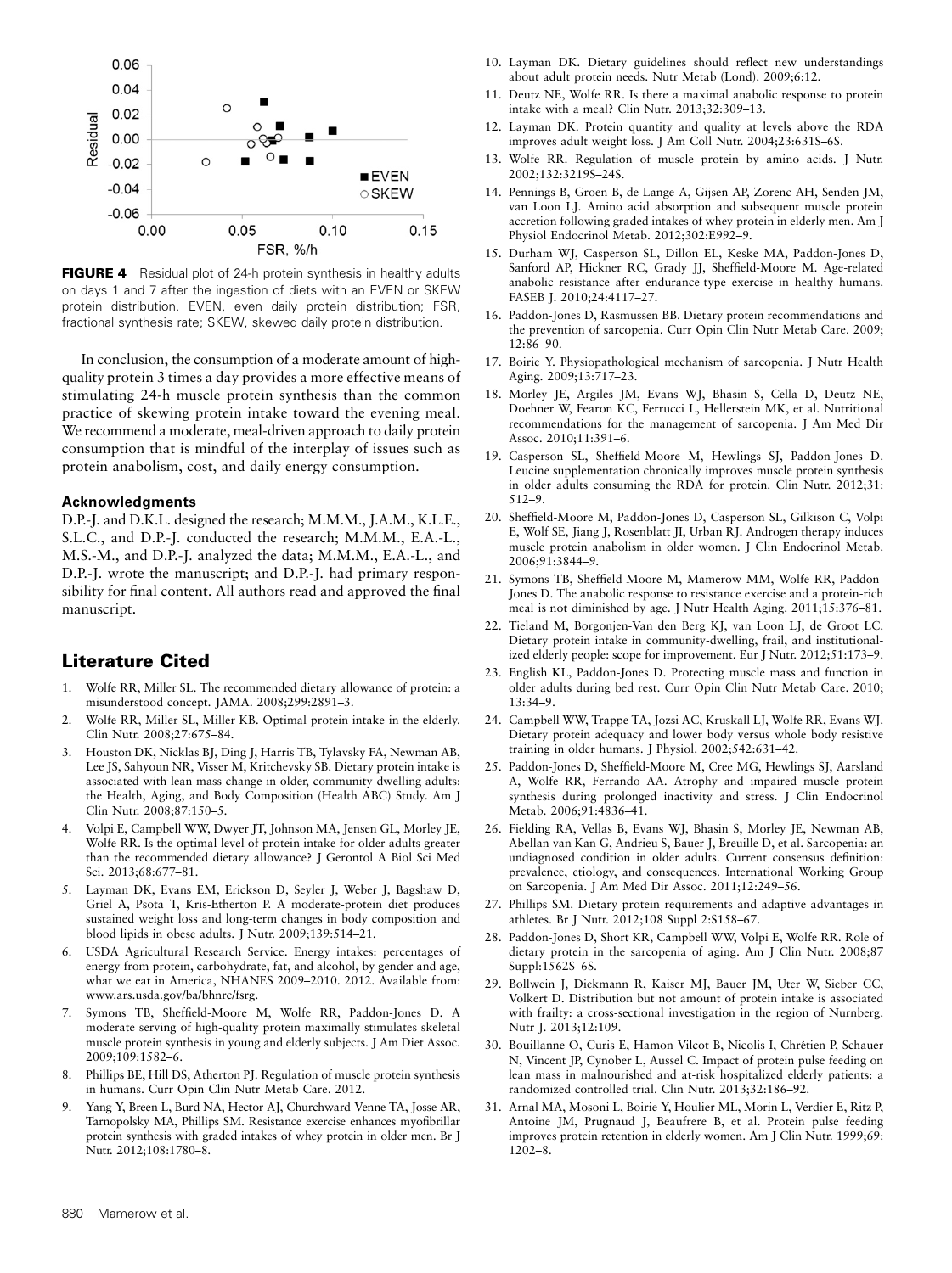0.06
0.04
0.02
0.00
-0.02
-0.04
-0.06
Residual
0.00
0.05
0.10
0.15
FSR, %/h
■ EVEN
○ SKEW

**FIGURE 4** Residual plot of 24-h protein synthesis in healthy adults on days 1 and 7 after the ingestion of diets with an EVEN or SKEW protein distribution. EVEN, even daily protein distribution; FSR, fractional synthesis rate; SKEW, skewed daily protein distribution.

In conclusion, the consumption of a moderate amount of high-quality protein 3 times a day provides a more effective means of stimulating 24-h muscle protein synthesis than the common practice of skewing protein intake toward the evening meal. We recommend a moderate, meal-driven approach to daily protein consumption that is mindful of the interplay of issues such as protein anabolism, cost, and daily energy consumption.

### Acknowledgments

D.P.-J. and D.K.L. designed the research; M.M.M., J.A.M., K.L.E., S.L.C., and D.P.-J. conducted the research; M.M.M., E.A.-L., M.S.-M., and D.P.-J. analyzed the data; M.M.M., E.A.-L., and D.P.-J. wrote the manuscript; and D.P.-J. had primary responsibility for final content. All authors read and approved the final manuscript.

## Literature Cited

1. Wolfe RR, Miller SL. The recommended dietary allowance of protein: a misunderstood concept. JAMA. 2008;299:2891–3.
2. Wolfe RR, Miller SL, Miller KB. Optimal protein intake in the elderly. Clin Nutr. 2008;27:675–84.
3. Houston DK, Nicklas BJ, Ding J, Harris TB, Tylavsky FA, Newman AB, Lee JS, Sahyoun NR, Visser M, Kritchevsky SB. Dietary protein intake is associated with lean mass change in older, community-dwelling adults: the Health, Aging, and Body Composition (Health ABC) Study. Am J Clin Nutr. 2008;87:150–5.
4. Volpi E, Campbell WW, Dwyer JT, Johnson MA, Jensen GL, Morley JE, Wolfe RR. Is the optimal level of protein intake for older adults greater than the recommended dietary allowance? J Gerontol A Biol Sci Med Sci. 2013;68:677–81.
5. Layman DK, Evans EM, Erickson D, Seyler J, Weber J, Bagshaw D, Griel A, Psota T, Kris-Etherton P. A moderate-protein diet produces sustained weight loss and long-term changes in body composition and blood lipids in obese adults. J Nutr. 2009;139:514–21.
6. USDA Agricultural Research Service. Energy intakes: percentages of energy from protein, carbohydrate, fat, and alcohol, by gender and age, what we eat in America, NHANES 2009–2010. 2012. Available from: www.ars.usda.gov/ba/bhnrc/fsrg.
7. Symons TB, Sheffield-Moore M, Wolfe RR, Paddon-Jones D. A moderate serving of high-quality protein maximally stimulates skeletal muscle protein synthesis in young and elderly subjects. J Am Diet Assoc. 2009;109:1582–6.
8. Phillips BE, Hill DS, Atherton PJ. Regulation of muscle protein synthesis in humans. Curr Opin Clin Nutr Metab Care. 2012.
9. Yang Y, Breen L, Burd NA, Hector AJ, Churchward-Venne TA, Josse AR, Tarnopolsky MA, Phillips SM. Resistance exercise enhances myofibrillar protein synthesis with graded intakes of whey protein in older men. Br J Nutr. 2012;108:1780–8.
10. Layman DK. Dietary guidelines should reflect new understandings about adult protein needs. Nutr Metab (Lond). 2009;6:12.
11. Deutz NE, Wolfe RR. Is there a maximal anabolic response to protein intake with a meal? Clin Nutr. 2013;32:309–13.
12. Layman DK. Protein quantity and quality at levels above the RDA improves adult weight loss. J Am Coll Nutr. 2004;23:631S–6S.
13. Wolfe RR. Regulation of muscle protein by amino acids. J Nutr. 2002;132:3219S–24S.
14. Pennings B, Groen B, de Lange A, Gijsen AP, Zorenc AH, Senden JM, van Loon LJ. Amino acid absorption and subsequent muscle protein accretion following graded intakes of whey protein in elderly men. Am J Physiol Endocrinol Metab. 2012;302:E992–9.
15. Durham WJ, Casperson SL, Dillon EL, Keske MA, Paddon-Jones D, Sanford AP, Hickner RC, Grady JJ, Sheffield-Moore M. Age-related anabolic resistance after endurance-type exercise in healthy humans. FASEB J. 2010;24:4117–27.
16. Paddon-Jones D, Rasmussen BB. Dietary protein recommendations and the prevention of sarcopenia. Curr Opin Clin Nutr Metab Care. 2009; 12:86–90.
17. Boirie Y. Physiopathological mechanism of sarcopenia. J Nutr Health Aging. 2009;13:717–23.
18. Morley JE, Argiles JM, Evans WJ, Bhasin S, Cella D, Deutz NE, Doehner W, Fearon KC, Ferrucci L, Hellerstein MK, et al. Nutritional recommendations for the management of sarcopenia. J Am Med Dir Assoc. 2010;11:391–6.
19. Casperson SL, Sheffield-Moore M, Hewlings SJ, Paddon-Jones D. Leucine supplementation chronically improves muscle protein synthesis in older adults consuming the RDA for protein. Clin Nutr. 2012;31: 512–9.
20. Sheffield-Moore M, Paddon-Jones D, Casperson SL, Gilkison C, Volpi E, Wolf SE, Jiang J, Rosenblatt JI, Urban RJ. Androgen therapy induces muscle protein anabolism in older women. J Clin Endocrinol Metab. 2006;91:3844–9.
21. Symons TB, Sheffield-Moore M, Mamerow MM, Wolfe RR, Paddon-Jones D. The anabolic response to resistance exercise and a protein-rich meal is not diminished by age. J Nutr Health Aging. 2011;15:376–81.
22. Tieland M, Borgonjen-Van den Berg KJ, van Loon LJ, de Groot LC. Dietary protein intake in community-dwelling, frail, and institutionalized elderly people: scope for improvement. Eur J Nutr. 2012;51:173–9.
23. English KL, Paddon-Jones D. Protecting muscle mass and function in older adults during bed rest. Curr Opin Clin Nutr Metab Care. 2010; 13:34–9.
24. Campbell WW, Trappe TA, Jozsi AC, Kruskall LJ, Wolfe RR, Evans WJ. Dietary protein adequacy and lower body versus whole body resistive training in older humans. J Physiol. 2002;542:631–42.
25. Paddon-Jones D, Sheffield-Moore M, Cree MG, Hewlings SJ, Aarsland A, Wolfe RR, Ferrando AA. Atrophy and impaired muscle protein synthesis during prolonged inactivity and stress. J Clin Endocrinol Metab. 2006;91:4836–41.
26. Fielding RA, Vellas B, Evans WJ, Bhasin S, Morley JE, Newman AB, Abellan van Kan G, Andrieu S, Bauer J, Breuille D, et al. Sarcopenia: an undiagnosed condition in older adults. Current consensus definition: prevalence, etiology, and consequences. International Working Group on Sarcopenia. J Am Med Dir Assoc. 2011;12:249–56.
27. Phillips SM. Dietary protein requirements and adaptive advantages in athletes. Br J Nutr. 2012;108 Suppl 2:S158–67.
28. Paddon-Jones D, Short KR, Campbell WW, Volpi E, Wolfe RR. Role of dietary protein in the sarcopenia of aging. Am J Clin Nutr. 2008;87 Suppl:1562S–6S.
29. Bollwein J, Diekmann R, Kaiser MJ, Bauer JM, Uter W, Sieber CC, Volkert D. Distribution but not amount of protein intake is associated with frailty: a cross-sectional investigation in the region of Nurnberg. Nutr J. 2013;12:109.
30. Bouillanne O, Curis E, Hamon-Vilcot B, Nicolis I, Chrétien P, Schauer N, Vincent JP, Cynober L, Aussel C. Impact of protein pulse feeding on lean mass in malnourished and at-risk hospitalized elderly patients: a randomized controlled trial. Clin Nutr. 2013;32:186–92.
31. Arnal MA, Mosoni L, Boirie Y, Houlier ML, Morin L, Verdier E, Ritz P, Antoine JM, Prugnaud J, Beaufrere B, et al. Protein pulse feeding improves protein retention in elderly women. Am J Clin Nutr. 1999;69: 1202–8.